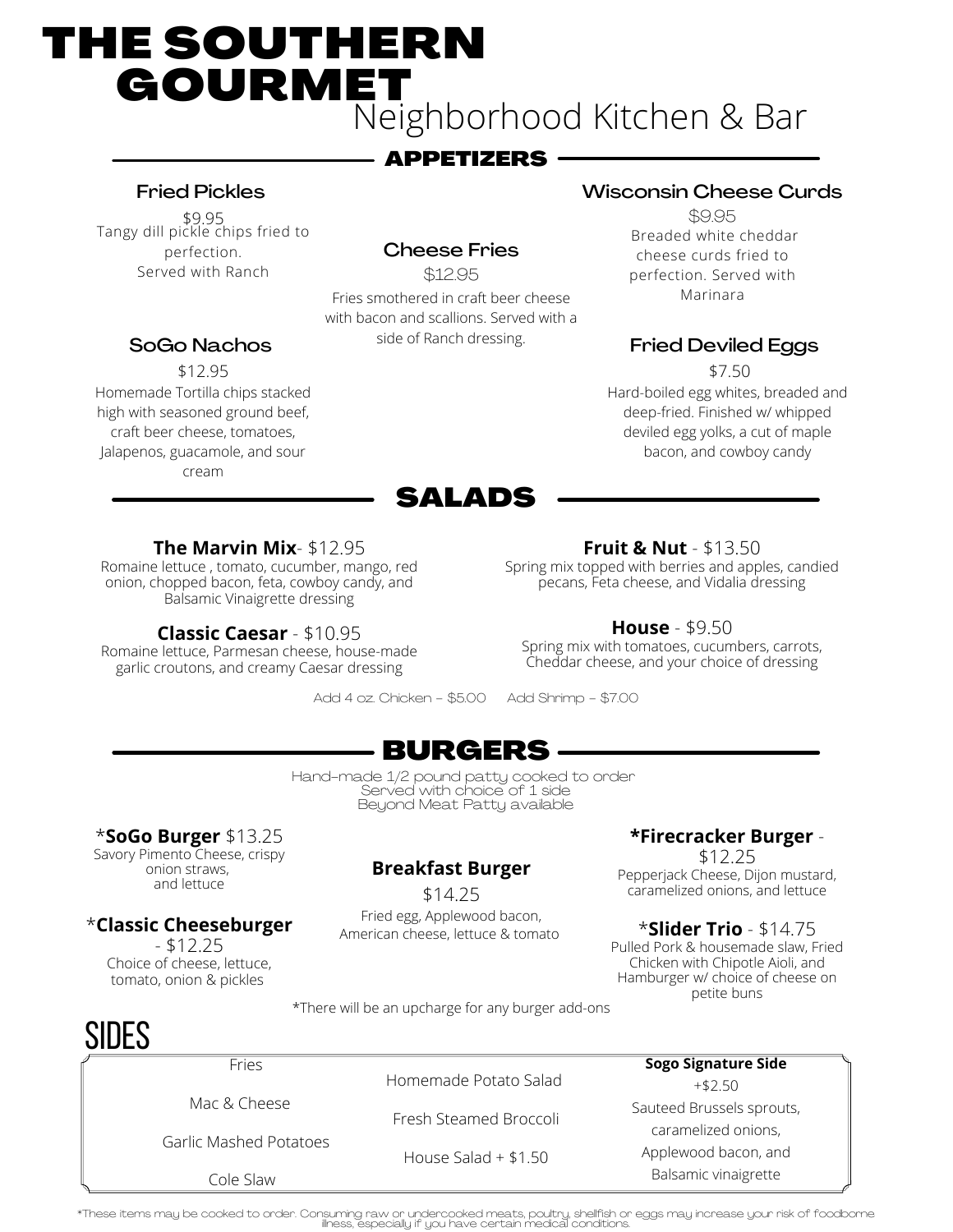# THE SOUTHERN GOURMET

Neighborhood Kitchen & Bar

## APPETIZERS

### Fried Pickles

$9.95

Tangy dill pickle chips fried to perfection.
Served with Ranch

### Cheese Fries

$12.95

Fries smothered in craft beer cheese with bacon and scallions. Served with a side of Ranch dressing.

### Wisconsin Cheese Curds

$9.95

Breaded white cheddar cheese curds fried to perfection. Served with Marinara

### SoGo Nachos

$12.95

Homemade Tortilla chips stacked high with seasoned ground beef, craft beer cheese, tomatoes, Jalapenos, guacamole, and sour cream

### Fried Deviled Eggs

$7.50

Hard-boiled egg whites, breaded and deep-fried. Finished w/ whipped deviled egg yolks, a cut of maple bacon, and cowboy candy

## SALADS

**The Marvin Mix**- $12.95
Romaine lettuce , tomato, cucumber, mango, red onion, chopped bacon, feta, cowboy candy, and Balsamic Vinaigrette dressing

**Fruit & Nut** - $13.50
Spring mix topped with berries and apples, candied pecans, Feta cheese, and Vidalia dressing

**Classic Caesar** - $10.95
Romaine lettuce, Parmesan cheese, house-made garlic croutons, and creamy Caesar dressing

**House** - $9.50
Spring mix with tomatoes, cucumbers, carrots, Cheddar cheese, and your choice of dressing

Add 4 oz. Chicken - $5.00 Add Shrimp - $7.00

## BURGERS

Hand-made 1/2 pound patty cooked to order
Served with choice of 1 side
Beyond Meat Patty available

*__SoGo Burger__ $13.25
Savory Pimento Cheese, crispy onion straws, and lettuce

**Breakfast Burger**
$14.25
Fried egg, Applewood bacon, American cheese, lettuce & tomato

**\*Firecracker Burger** - $12.25
Pepperjack Cheese, Dijon mustard, caramelized onions, and lettuce

*__Classic Cheeseburger__ - $12.25
Choice of cheese, lettuce, tomato, onion & pickles

*__Slider Trio__ - $14.75
Pulled Pork & housemade slaw, Fried Chicken with Chipotle Aioli, and Hamburger w/ choice of cheese on petite buns

*There will be an upcharge for any burger add-ons

## SIDES

- Fries
- Mac & Cheese
- Garlic Mashed Potatoes
- Cole Slaw
- Homemade Potato Salad
- Fresh Steamed Broccoli
- House Salad + $1.50

**Sogo Signature Side**
+$2.50
Sauteed Brussels sprouts, caramelized onions, Applewood bacon, and Balsamic vinaigrette

*These items may be cooked to order. Consuming raw or undercooked meats, poultry, shellfish or eggs may increase your risk of foodborne illness, especially if you have certain medical conditions.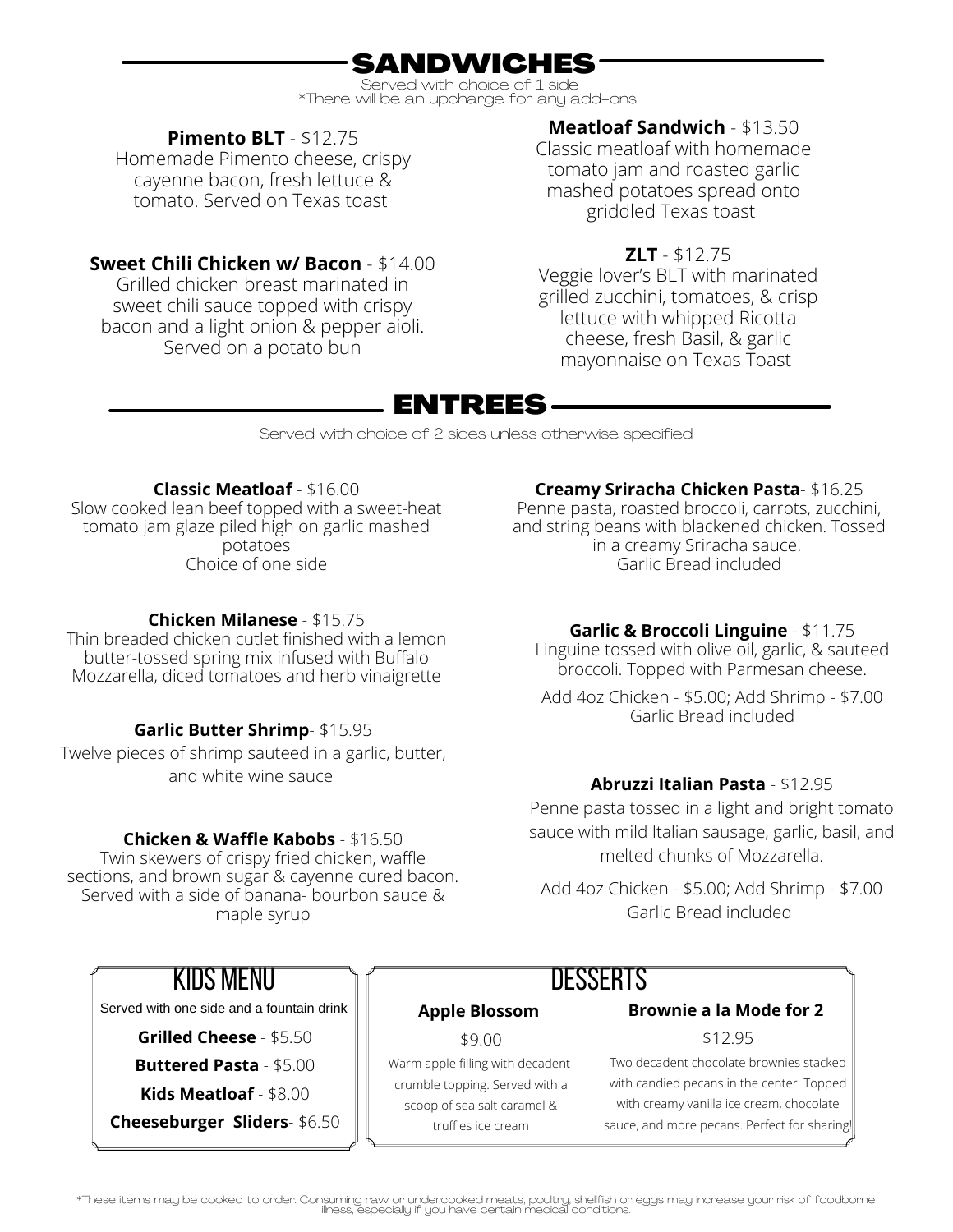## SANDWICHES

Served with choice of 1 side
*There will be an upcharge for any add-ons

**Pimento BLT** - $12.75
Homemade Pimento cheese, crispy cayenne bacon, fresh lettuce & tomato. Served on Texas toast

**Sweet Chili Chicken w/ Bacon** - $14.00
Grilled chicken breast marinated in sweet chili sauce topped with crispy bacon and a light onion & pepper aioli. Served on a potato bun

**Meatloaf Sandwich** - $13.50
Classic meatloaf with homemade tomato jam and roasted garlic mashed potatoes spread onto griddled Texas toast

**ZLT** - $12.75
Veggie lover's BLT with marinated grilled zucchini, tomatoes, & crisp lettuce with whipped Ricotta cheese, fresh Basil, & garlic mayonnaise on Texas Toast

## ENTREES

Served with choice of 2 sides unless otherwise specified

**Classic Meatloaf** - $16.00
Slow cooked lean beef topped with a sweet-heat tomato jam glaze piled high on garlic mashed potatoes
Choice of one side

**Chicken Milanese** - $15.75
Thin breaded chicken cutlet finished with a lemon butter-tossed spring mix infused with Buffalo Mozzarella, diced tomatoes and herb vinaigrette

**Garlic Butter Shrimp**- $15.95
Twelve pieces of shrimp sauteed in a garlic, butter, and white wine sauce

**Chicken & Waffle Kabobs** - $16.50
Twin skewers of crispy fried chicken, waffle sections, and brown sugar & cayenne cured bacon. Served with a side of banana- bourbon sauce & maple syrup

**Creamy Sriracha Chicken Pasta**- $16.25
Penne pasta, roasted broccoli, carrots, zucchini, and string beans with blackened chicken. Tossed in a creamy Sriracha sauce.
Garlic Bread included

**Garlic & Broccoli Linguine** - $11.75
Linguine tossed with olive oil, garlic, & sauteed broccoli. Topped with Parmesan cheese.

Add 4oz Chicken - $5.00; Add Shrimp - $7.00
Garlic Bread included

**Abruzzi Italian Pasta** - $12.95
Penne pasta tossed in a light and bright tomato sauce with mild Italian sausage, garlic, basil, and melted chunks of Mozzarella.

Add 4oz Chicken - $5.00; Add Shrimp - $7.00
Garlic Bread included

## KIDS MENU

Served with one side and a fountain drink

**Grilled Cheese** - $5.50

**Buttered Pasta** - $5.00

**Kids Meatloaf** - $8.00

**Cheeseburger Sliders**- $6.50

## DESSERTS

**Apple Blossom**

$9.00

Warm apple filling with decadent crumble topping. Served with a scoop of sea salt caramel & truffles ice cream

**Brownie a la Mode for 2**

$12.95

Two decadent chocolate brownies stacked with candied pecans in the center. Topped with creamy vanilla ice cream, chocolate sauce, and more pecans. Perfect for sharing!

*These items may be cooked to order. Consuming raw or undercooked meats, poultry, shellfish or eggs may increase your risk of foodborne illness, especially if you have certain medical conditions.